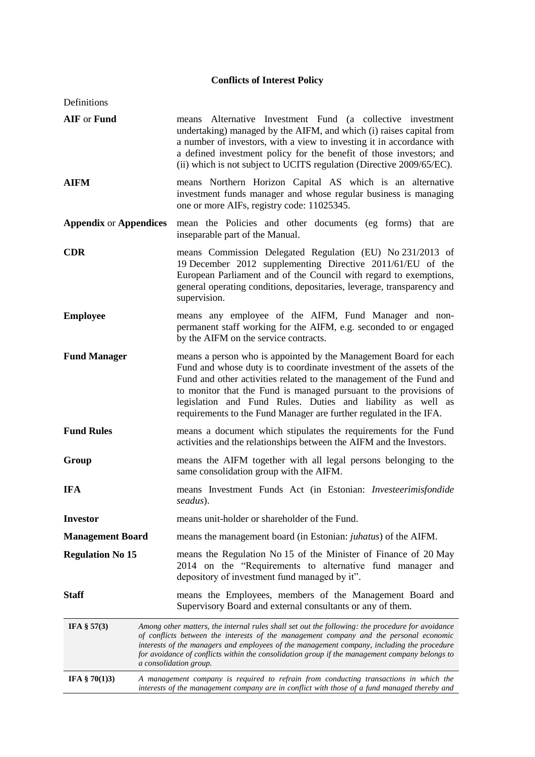# Conflicts of Interest Policy

Definitions

| | |
|---|---|
| **AIF** or **Fund** | means Alternative Investment Fund (a collective investment undertaking) managed by the AIFM, and which (i) raises capital from a number of investors, with a view to investing it in accordance with a defined investment policy for the benefit of those investors; and (ii) which is not subject to UCITS regulation (Directive 2009/65/EC). |
| **AIFM** | means Northern Horizon Capital AS which is an alternative investment funds manager and whose regular business is managing one or more AIFs, registry code: 11025345. |
| **Appendix** or **Appendices** | mean the Policies and other documents (eg forms) that are inseparable part of the Manual. |
| **CDR** | means Commission Delegated Regulation (EU) No 231/2013 of 19 December 2012 supplementing Directive 2011/61/EU of the European Parliament and of the Council with regard to exemptions, general operating conditions, depositaries, leverage, transparency and supervision. |
| **Employee** | means any employee of the AIFM, Fund Manager and non-permanent staff working for the AIFM, e.g. seconded to or engaged by the AIFM on the service contracts. |
| **Fund Manager** | means a person who is appointed by the Management Board for each Fund and whose duty is to coordinate investment of the assets of the Fund and other activities related to the management of the Fund and to monitor that the Fund is managed pursuant to the provisions of legislation and Fund Rules. Duties and liability as well as requirements to the Fund Manager are further regulated in the IFA. |
| **Fund Rules** | means a document which stipulates the requirements for the Fund activities and the relationships between the AIFM and the Investors. |
| **Group** | means the AIFM together with all legal persons belonging to the same consolidation group with the AIFM. |
| **IFA** | means Investment Funds Act (in Estonian: *Investeerimisfondide seadus*). |
| **Investor** | means unit-holder or shareholder of the Fund. |
| **Management Board** | means the management board (in Estonian: *juhatus*) of the AIFM. |
| **Regulation No 15** | means the Regulation No 15 of the Minister of Finance of 20 May 2014 on the "Requirements to alternative fund manager and depository of investment fund managed by it". |
| **Staff** | means the Employees, members of the Management Board and Supervisory Board and external consultants or any of them. |

| | |
|---|---|
| **IFA § 57(3)** | *Among other matters, the internal rules shall set out the following: the procedure for avoidance of conflicts between the interests of the management company and the personal economic interests of the managers and employees of the management company, including the procedure for avoidance of conflicts within the consolidation group if the management company belongs to a consolidation group.* |
| **IFA § 70(1)3)** | *A management company is required to refrain from conducting transactions in which the interests of the management company are in conflict with those of a fund managed thereby and* |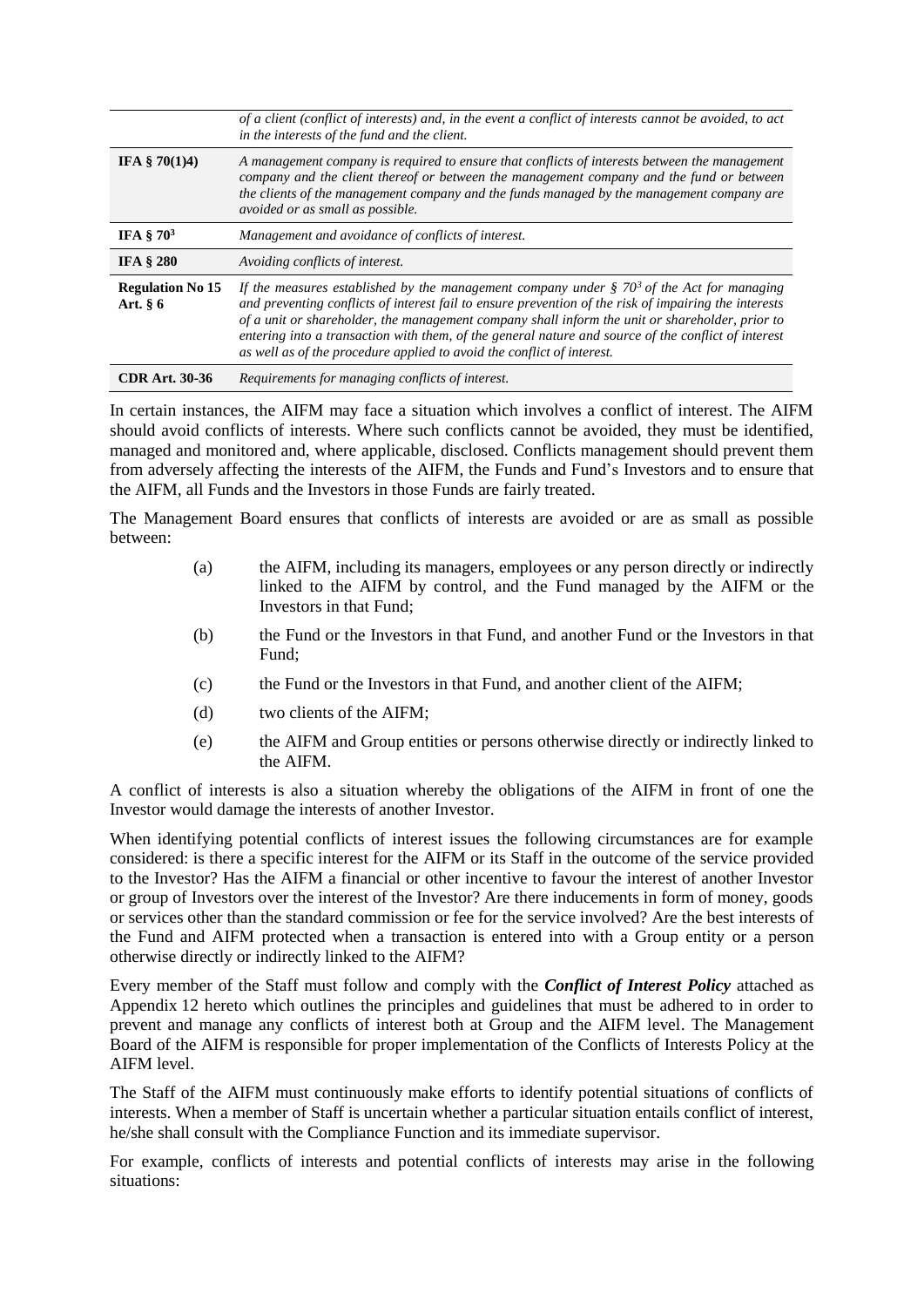| | |
|---|---|
| | *of a client (conflict of interests) and, in the event a conflict of interests cannot be avoided, to act in the interests of the fund and the client.* |
| **IFA § 70(1)4)** | *A management company is required to ensure that conflicts of interests between the management company and the client thereof or between the management company and the fund or between the clients of the management company and the funds managed by the management company are avoided or as small as possible.* |
| **IFA § 70³** | *Management and avoidance of conflicts of interest.* |
| **IFA § 280** | *Avoiding conflicts of interest.* |
| **Regulation No 15 Art. § 6** | *If the measures established by the management company under § 70³ of the Act for managing and preventing conflicts of interest fail to ensure prevention of the risk of impairing the interests of a unit or shareholder, the management company shall inform the unit or shareholder, prior to entering into a transaction with them, of the general nature and source of the conflict of interest as well as of the procedure applied to avoid the conflict of interest.* |
| **CDR Art. 30-36** | *Requirements for managing conflicts of interest.* |

In certain instances, the AIFM may face a situation which involves a conflict of interest. The AIFM should avoid conflicts of interests. Where such conflicts cannot be avoided, they must be identified, managed and monitored and, where applicable, disclosed. Conflicts management should prevent them from adversely affecting the interests of the AIFM, the Funds and Fund's Investors and to ensure that the AIFM, all Funds and the Investors in those Funds are fairly treated.

The Management Board ensures that conflicts of interests are avoided or are as small as possible between:

(a) the AIFM, including its managers, employees or any person directly or indirectly linked to the AIFM by control, and the Fund managed by the AIFM or the Investors in that Fund;

(b) the Fund or the Investors in that Fund, and another Fund or the Investors in that Fund;

(c) the Fund or the Investors in that Fund, and another client of the AIFM;

(d) two clients of the AIFM;

(e) the AIFM and Group entities or persons otherwise directly or indirectly linked to the AIFM.

A conflict of interests is also a situation whereby the obligations of the AIFM in front of one the Investor would damage the interests of another Investor.

When identifying potential conflicts of interest issues the following circumstances are for example considered: is there a specific interest for the AIFM or its Staff in the outcome of the service provided to the Investor? Has the AIFM a financial or other incentive to favour the interest of another Investor or group of Investors over the interest of the Investor? Are there inducements in form of money, goods or services other than the standard commission or fee for the service involved? Are the best interests of the Fund and AIFM protected when a transaction is entered into with a Group entity or a person otherwise directly or indirectly linked to the AIFM?

Every member of the Staff must follow and comply with the ***Conflict of Interest Policy*** attached as Appendix 12 hereto which outlines the principles and guidelines that must be adhered to in order to prevent and manage any conflicts of interest both at Group and the AIFM level. The Management Board of the AIFM is responsible for proper implementation of the Conflicts of Interests Policy at the AIFM level.

The Staff of the AIFM must continuously make efforts to identify potential situations of conflicts of interests. When a member of Staff is uncertain whether a particular situation entails conflict of interest, he/she shall consult with the Compliance Function and its immediate supervisor.

For example, conflicts of interests and potential conflicts of interests may arise in the following situations: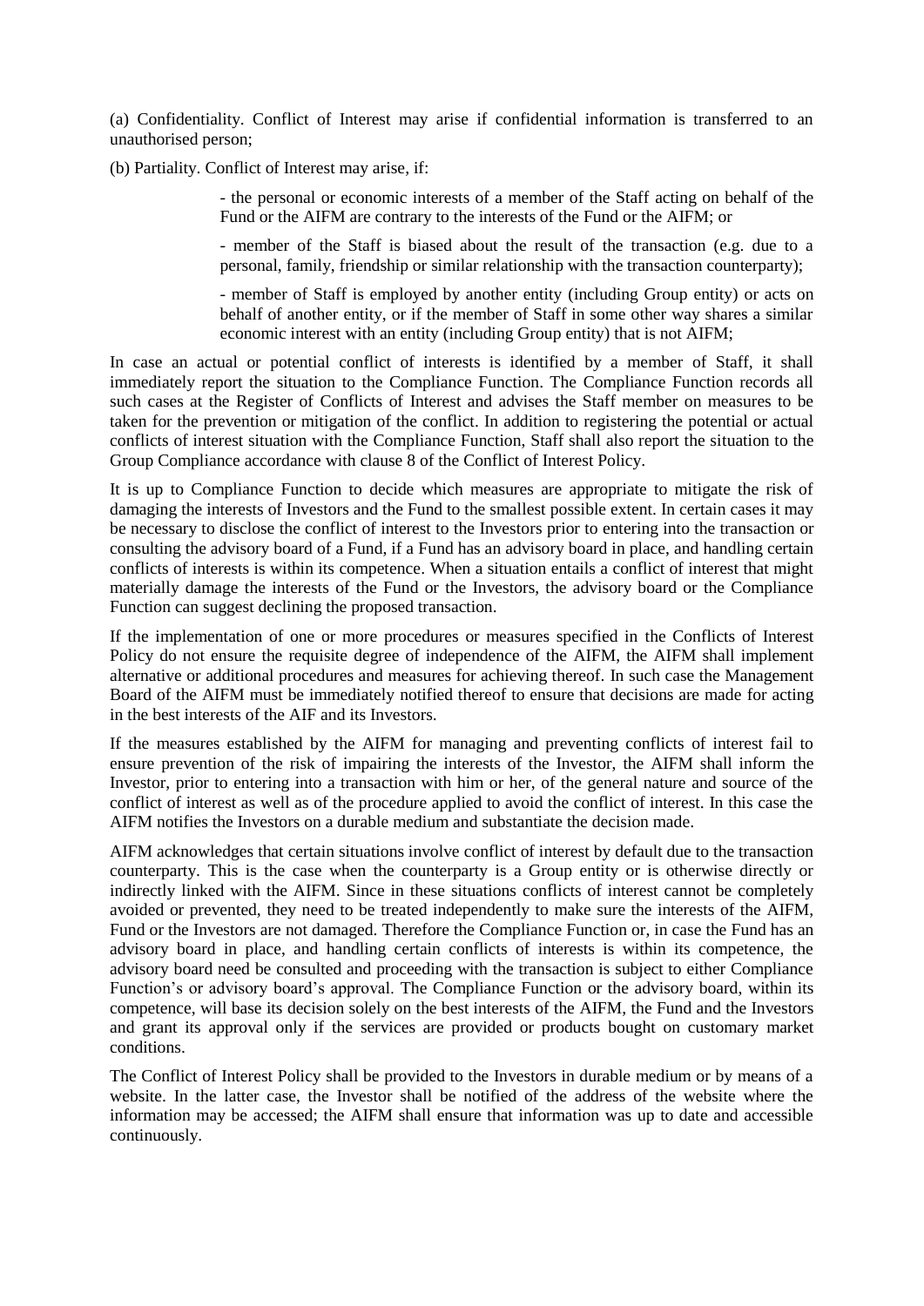(a) Confidentiality. Conflict of Interest may arise if confidential information is transferred to an unauthorised person;

(b) Partiality. Conflict of Interest may arise, if:

> - the personal or economic interests of a member of the Staff acting on behalf of the Fund or the AIFM are contrary to the interests of the Fund or the AIFM; or
>
> - member of the Staff is biased about the result of the transaction (e.g. due to a personal, family, friendship or similar relationship with the transaction counterparty);
>
> - member of Staff is employed by another entity (including Group entity) or acts on behalf of another entity, or if the member of Staff in some other way shares a similar economic interest with an entity (including Group entity) that is not AIFM;

In case an actual or potential conflict of interests is identified by a member of Staff, it shall immediately report the situation to the Compliance Function. The Compliance Function records all such cases at the Register of Conflicts of Interest and advises the Staff member on measures to be taken for the prevention or mitigation of the conflict. In addition to registering the potential or actual conflicts of interest situation with the Compliance Function, Staff shall also report the situation to the Group Compliance accordance with clause 8 of the Conflict of Interest Policy.

It is up to Compliance Function to decide which measures are appropriate to mitigate the risk of damaging the interests of Investors and the Fund to the smallest possible extent. In certain cases it may be necessary to disclose the conflict of interest to the Investors prior to entering into the transaction or consulting the advisory board of a Fund, if a Fund has an advisory board in place, and handling certain conflicts of interests is within its competence. When a situation entails a conflict of interest that might materially damage the interests of the Fund or the Investors, the advisory board or the Compliance Function can suggest declining the proposed transaction.

If the implementation of one or more procedures or measures specified in the Conflicts of Interest Policy do not ensure the requisite degree of independence of the AIFM, the AIFM shall implement alternative or additional procedures and measures for achieving thereof. In such case the Management Board of the AIFM must be immediately notified thereof to ensure that decisions are made for acting in the best interests of the AIF and its Investors.

If the measures established by the AIFM for managing and preventing conflicts of interest fail to ensure prevention of the risk of impairing the interests of the Investor, the AIFM shall inform the Investor, prior to entering into a transaction with him or her, of the general nature and source of the conflict of interest as well as of the procedure applied to avoid the conflict of interest. In this case the AIFM notifies the Investors on a durable medium and substantiate the decision made.

AIFM acknowledges that certain situations involve conflict of interest by default due to the transaction counterparty. This is the case when the counterparty is a Group entity or is otherwise directly or indirectly linked with the AIFM. Since in these situations conflicts of interest cannot be completely avoided or prevented, they need to be treated independently to make sure the interests of the AIFM, Fund or the Investors are not damaged. Therefore the Compliance Function or, in case the Fund has an advisory board in place, and handling certain conflicts of interests is within its competence, the advisory board need be consulted and proceeding with the transaction is subject to either Compliance Function's or advisory board's approval. The Compliance Function or the advisory board, within its competence, will base its decision solely on the best interests of the AIFM, the Fund and the Investors and grant its approval only if the services are provided or products bought on customary market conditions.

The Conflict of Interest Policy shall be provided to the Investors in durable medium or by means of a website. In the latter case, the Investor shall be notified of the address of the website where the information may be accessed; the AIFM shall ensure that information was up to date and accessible continuously.